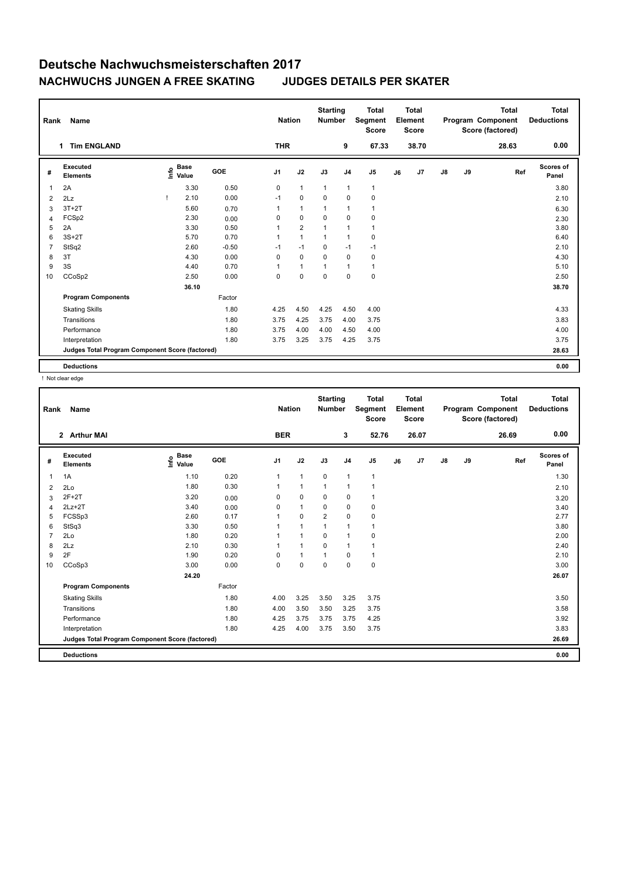# Deutsche Nachwuchsmeisterschaften 2017

## NACHWUCHS JUNGEN A FREE SKATING JUDGES DETAILS PER SKATER

| Rank | Name | Nation | Starting Number | Total Segment Score | Total Element Score | Total Program Component Score (factored) | Total Deductions |
|---|---|---|---|---|---|---|---|
| 1 | Tim ENGLAND | THR | 9 | 67.33 | 38.70 | 28.63 | 0.00 |

| # | Executed Elements | Info | Base Value | GOE | J1 | J2 | J3 | J4 | J5 | J6 | J7 | J8 | J9 | Ref | Scores of Panel |
|---|---|---|---|---|---|---|---|---|---|---|---|---|---|---|---|
| 1 | 2A | | 3.30 | 0.50 | 0 | 1 | 1 | 1 | 1 | | | | | | 3.80 |
| 2 | 2Lz | ! | 2.10 | 0.00 | -1 | 0 | 0 | 0 | 0 | | | | | | 2.10 |
| 3 | 3T+2T | | 5.60 | 0.70 | 1 | 1 | 1 | 1 | 1 | | | | | | 6.30 |
| 4 | FCSp2 | | 2.30 | 0.00 | 0 | 0 | 0 | 0 | 0 | | | | | | 2.30 |
| 5 | 2A | | 3.30 | 0.50 | 1 | 2 | 1 | 1 | 1 | | | | | | 3.80 |
| 6 | 3S+2T | | 5.70 | 0.70 | 1 | 1 | 1 | 1 | 0 | | | | | | 6.40 |
| 7 | StSq2 | | 2.60 | -0.50 | -1 | -1 | 0 | -1 | -1 | | | | | | 2.10 |
| 8 | 3T | | 4.30 | 0.00 | 0 | 0 | 0 | 0 | 0 | | | | | | 4.30 |
| 9 | 3S | | 4.40 | 0.70 | 1 | 1 | 1 | 1 | 1 | | | | | | 5.10 |
| 10 | CCoSp2 | | 2.50 | 0.00 | 0 | 0 | 0 | 0 | 0 | | | | | | 2.50 |
| | | | 36.10 | | | | | | | | | | | | 38.70 |
| | **Program Components** | | | Factor | | | | | | | | | | | |
| | Skating Skills | | | 1.80 | 4.25 | 4.50 | 4.25 | 4.50 | 4.00 | | | | | | 4.33 |
| | Transitions | | | 1.80 | 3.75 | 4.25 | 3.75 | 4.00 | 3.75 | | | | | | 3.83 |
| | Performance | | | 1.80 | 3.75 | 4.00 | 4.00 | 4.50 | 4.00 | | | | | | 4.00 |
| | Interpretation | | | 1.80 | 3.75 | 3.25 | 3.75 | 4.25 | 3.75 | | | | | | 3.75 |
| | Judges Total Program Component Score (factored) | | | | | | | | | | | | | | 28.63 |
| | **Deductions** | | | | | | | | | | | | | | 0.00 |

! Not clear edge

| Rank | Name | Nation | Starting Number | Total Segment Score | Total Element Score | Total Program Component Score (factored) | Total Deductions |
|---|---|---|---|---|---|---|---|
| 2 | Arthur MAI | BER | 3 | 52.76 | 26.07 | 26.69 | 0.00 |

| # | Executed Elements | Info | Base Value | GOE | J1 | J2 | J3 | J4 | J5 | J6 | J7 | J8 | J9 | Ref | Scores of Panel |
|---|---|---|---|---|---|---|---|---|---|---|---|---|---|---|---|
| 1 | 1A | | 1.10 | 0.20 | 1 | 1 | 0 | 1 | 1 | | | | | | 1.30 |
| 2 | 2Lo | | 1.80 | 0.30 | 1 | 1 | 1 | 1 | 1 | | | | | | 2.10 |
| 3 | 2F+2T | | 3.20 | 0.00 | 0 | 0 | 0 | 0 | 1 | | | | | | 3.20 |
| 4 | 2Lz+2T | | 3.40 | 0.00 | 0 | 1 | 0 | 0 | 0 | | | | | | 3.40 |
| 5 | FCSSp3 | | 2.60 | 0.17 | 1 | 0 | 2 | 0 | 0 | | | | | | 2.77 |
| 6 | StSq3 | | 3.30 | 0.50 | 1 | 1 | 1 | 1 | 1 | | | | | | 3.80 |
| 7 | 2Lo | | 1.80 | 0.20 | 1 | 1 | 0 | 1 | 0 | | | | | | 2.00 |
| 8 | 2Lz | | 2.10 | 0.30 | 1 | 1 | 0 | 1 | 1 | | | | | | 2.40 |
| 9 | 2F | | 1.90 | 0.20 | 0 | 1 | 1 | 0 | 1 | | | | | | 2.10 |
| 10 | CCoSp3 | | 3.00 | 0.00 | 0 | 0 | 0 | 0 | 0 | | | | | | 3.00 |
| | | | 24.20 | | | | | | | | | | | | 26.07 |
| | **Program Components** | | | Factor | | | | | | | | | | | |
| | Skating Skills | | | 1.80 | 4.00 | 3.25 | 3.50 | 3.25 | 3.75 | | | | | | 3.50 |
| | Transitions | | | 1.80 | 4.00 | 3.50 | 3.50 | 3.25 | 3.75 | | | | | | 3.58 |
| | Performance | | | 1.80 | 4.25 | 3.75 | 3.75 | 3.75 | 4.25 | | | | | | 3.92 |
| | Interpretation | | | 1.80 | 4.25 | 4.00 | 3.75 | 3.50 | 3.75 | | | | | | 3.83 |
| | Judges Total Program Component Score (factored) | | | | | | | | | | | | | | 26.69 |
| | **Deductions** | | | | | | | | | | | | | | 0.00 |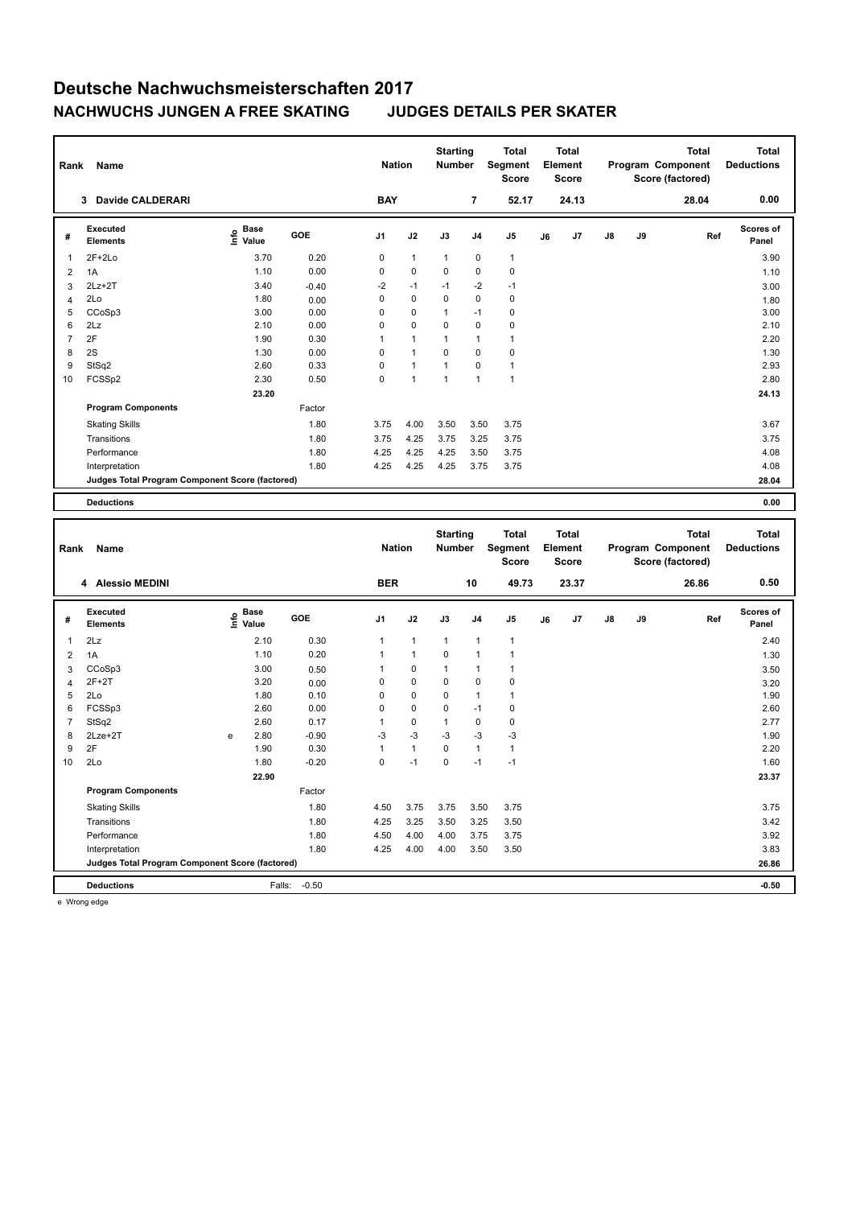# Deutsche Nachwuchsmeisterschaften 2017

## NACHWUCHS JUNGEN A FREE SKATING JUDGES DETAILS PER SKATER

| Rank | Name | Nation | Starting Number | Total Segment Score | Total Element Score | Total Program Component Score (factored) | Total Deductions |
|---|---|---|---|---|---|---|---|
| 3 | Davide CALDERARI | BAY | 7 | 52.17 | 24.13 | 28.04 | 0.00 |

| # | Executed Elements | Info | Base Value | GOE | J1 | J2 | J3 | J4 | J5 | J6 | J7 | J8 | J9 | Ref | Scores of Panel |
|---|---|---|---|---|---|---|---|---|---|---|---|---|---|---|---|
| 1 | 2F+2Lo | | 3.70 | 0.20 | 0 | 1 | 1 | 0 | 1 | | | | | | 3.90 |
| 2 | 1A | | 1.10 | 0.00 | 0 | 0 | 0 | 0 | 0 | | | | | | 1.10 |
| 3 | 2Lz+2T | | 3.40 | -0.40 | -2 | -1 | -1 | -2 | -1 | | | | | | 3.00 |
| 4 | 2Lo | | 1.80 | 0.00 | 0 | 0 | 0 | 0 | 0 | | | | | | 1.80 |
| 5 | CCoSp3 | | 3.00 | 0.00 | 0 | 0 | 1 | -1 | 0 | | | | | | 3.00 |
| 6 | 2Lz | | 2.10 | 0.00 | 0 | 0 | 0 | 0 | 0 | | | | | | 2.10 |
| 7 | 2F | | 1.90 | 0.30 | 1 | 1 | 1 | 1 | 1 | | | | | | 2.20 |
| 8 | 2S | | 1.30 | 0.00 | 0 | 1 | 0 | 0 | 0 | | | | | | 1.30 |
| 9 | StSq2 | | 2.60 | 0.33 | 0 | 1 | 1 | 0 | 1 | | | | | | 2.93 |
| 10 | FCSSp2 | | 2.30 | 0.50 | 0 | 1 | 1 | 1 | 1 | | | | | | 2.80 |
| | | | 23.20 | | | | | | | | | | | | 24.13 |
| | **Program Components** | | | Factor | | | | | | | | | | | |
| | Skating Skills | | | 1.80 | 3.75 | 4.00 | 3.50 | 3.50 | 3.75 | | | | | | 3.67 |
| | Transitions | | | 1.80 | 3.75 | 4.25 | 3.75 | 3.25 | 3.75 | | | | | | 3.75 |
| | Performance | | | 1.80 | 4.25 | 4.25 | 4.25 | 3.50 | 3.75 | | | | | | 4.08 |
| | Interpretation | | | 1.80 | 4.25 | 4.25 | 4.25 | 3.75 | 3.75 | | | | | | 4.08 |
| | **Judges Total Program Component Score (factored)** | | | | | | | | | | | | | | 28.04 |
| | **Deductions** | | | | | | | | | | | | | | 0.00 |

| Rank | Name | Nation | Starting Number | Total Segment Score | Total Element Score | Total Program Component Score (factored) | Total Deductions |
|---|---|---|---|---|---|---|---|
| 4 | Alessio MEDINI | BER | 10 | 49.73 | 23.37 | 26.86 | 0.50 |

| # | Executed Elements | Info | Base Value | GOE | J1 | J2 | J3 | J4 | J5 | J6 | J7 | J8 | J9 | Ref | Scores of Panel |
|---|---|---|---|---|---|---|---|---|---|---|---|---|---|---|---|
| 1 | 2Lz | | 2.10 | 0.30 | 1 | 1 | 1 | 1 | 1 | | | | | | 2.40 |
| 2 | 1A | | 1.10 | 0.20 | 1 | 1 | 0 | 1 | 1 | | | | | | 1.30 |
| 3 | CCoSp3 | | 3.00 | 0.50 | 1 | 0 | 1 | 1 | 1 | | | | | | 3.50 |
| 4 | 2F+2T | | 3.20 | 0.00 | 0 | 0 | 0 | 0 | 0 | | | | | | 3.20 |
| 5 | 2Lo | | 1.80 | 0.10 | 0 | 0 | 0 | 1 | 1 | | | | | | 1.90 |
| 6 | FCSSp3 | | 2.60 | 0.00 | 0 | 0 | 0 | -1 | 0 | | | | | | 2.60 |
| 7 | StSq2 | | 2.60 | 0.17 | 1 | 0 | 1 | 0 | 0 | | | | | | 2.77 |
| 8 | 2Lze+2T | e | 2.80 | -0.90 | -3 | -3 | -3 | -3 | -3 | | | | | | 1.90 |
| 9 | 2F | | 1.90 | 0.30 | 1 | 1 | 0 | 1 | 1 | | | | | | 2.20 |
| 10 | 2Lo | | 1.80 | -0.20 | 0 | -1 | 0 | -1 | -1 | | | | | | 1.60 |
| | | | 22.90 | | | | | | | | | | | | 23.37 |
| | **Program Components** | | | Factor | | | | | | | | | | | |
| | Skating Skills | | | 1.80 | 4.50 | 3.75 | 3.75 | 3.50 | 3.75 | | | | | | 3.75 |
| | Transitions | | | 1.80 | 4.25 | 3.25 | 3.50 | 3.25 | 3.50 | | | | | | 3.42 |
| | Performance | | | 1.80 | 4.50 | 4.00 | 4.00 | 3.75 | 3.75 | | | | | | 3.92 |
| | Interpretation | | | 1.80 | 4.25 | 4.00 | 4.00 | 3.50 | 3.50 | | | | | | 3.83 |
| | **Judges Total Program Component Score (factored)** | | | | | | | | | | | | | | 26.86 |
| | **Deductions** | | Falls: | -0.50 | | | | | | | | | | | -0.50 |

e Wrong edge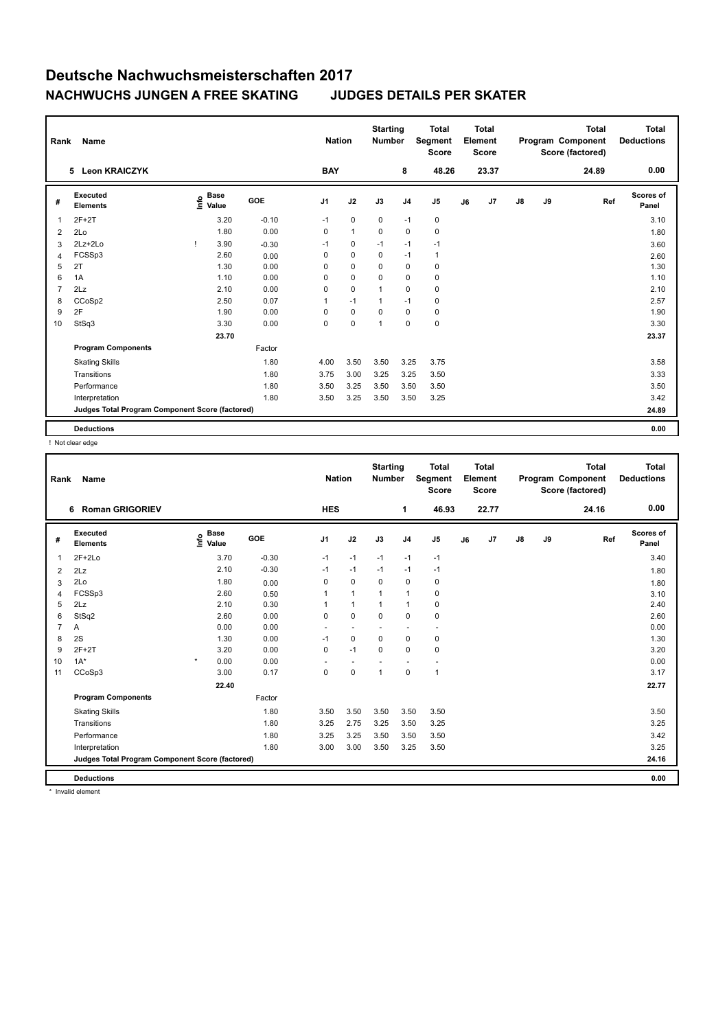# Deutsche Nachwuchsmeisterschaften 2017

## NACHWUCHS JUNGEN A FREE SKATING JUDGES DETAILS PER SKATER

| Rank | Name | Nation | Starting Number | Total Segment Score | Total Element Score | Total Program Component Score (factored) | Total Deductions |
|---|---|---|---|---|---|---|---|
| 5 | Leon KRAICZYK | BAY | 8 | 48.26 | 23.37 | 24.89 | 0.00 |

| # | Executed Elements | Info | Base Value | GOE | J1 | J2 | J3 | J4 | J5 | J6 | J7 | J8 | J9 | Ref | Scores of Panel |
|---|---|---|---|---|---|---|---|---|---|---|---|---|---|---|---|
| 1 | 2F+2T | | 3.20 | -0.10 | -1 | 0 | 0 | -1 | 0 | | | | | | 3.10 |
| 2 | 2Lo | | 1.80 | 0.00 | 0 | 1 | 0 | 0 | 0 | | | | | | 1.80 |
| 3 | 2Lz+2Lo | ! | 3.90 | -0.30 | -1 | 0 | -1 | -1 | -1 | | | | | | 3.60 |
| 4 | FCSSp3 | | 2.60 | 0.00 | 0 | 0 | 0 | -1 | 1 | | | | | | 2.60 |
| 5 | 2T | | 1.30 | 0.00 | 0 | 0 | 0 | 0 | 0 | | | | | | 1.30 |
| 6 | 1A | | 1.10 | 0.00 | 0 | 0 | 0 | 0 | 0 | | | | | | 1.10 |
| 7 | 2Lz | | 2.10 | 0.00 | 0 | 0 | 1 | 0 | 0 | | | | | | 2.10 |
| 8 | CCoSp2 | | 2.50 | 0.07 | 1 | -1 | 1 | -1 | 0 | | | | | | 2.57 |
| 9 | 2F | | 1.90 | 0.00 | 0 | 0 | 0 | 0 | 0 | | | | | | 1.90 |
| 10 | StSq3 | | 3.30 | 0.00 | 0 | 0 | 1 | 0 | 0 | | | | | | 3.30 |
| | | | 23.70 | | | | | | | | | | | | 23.37 |
| | **Program Components** | | | Factor | | | | | | | | | | | |
| | Skating Skills | | | 1.80 | 4.00 | 3.50 | 3.50 | 3.25 | 3.75 | | | | | | 3.58 |
| | Transitions | | | 1.80 | 3.75 | 3.00 | 3.25 | 3.25 | 3.50 | | | | | | 3.33 |
| | Performance | | | 1.80 | 3.50 | 3.25 | 3.50 | 3.50 | 3.50 | | | | | | 3.50 |
| | Interpretation | | | 1.80 | 3.50 | 3.25 | 3.50 | 3.50 | 3.25 | | | | | | 3.42 |
| | **Judges Total Program Component Score (factored)** | | | | | | | | | | | | | | 24.89 |
| | **Deductions** | | | | | | | | | | | | | | 0.00 |

! Not clear edge

| Rank | Name | Nation | Starting Number | Total Segment Score | Total Element Score | Total Program Component Score (factored) | Total Deductions |
|---|---|---|---|---|---|---|---|
| 6 | Roman GRIGORIEV | HES | 1 | 46.93 | 22.77 | 24.16 | 0.00 |

| # | Executed Elements | Info | Base Value | GOE | J1 | J2 | J3 | J4 | J5 | J6 | J7 | J8 | J9 | Ref | Scores of Panel |
|---|---|---|---|---|---|---|---|---|---|---|---|---|---|---|---|
| 1 | 2F+2Lo | | 3.70 | -0.30 | -1 | -1 | -1 | -1 | -1 | | | | | | 3.40 |
| 2 | 2Lz | | 2.10 | -0.30 | -1 | -1 | -1 | -1 | -1 | | | | | | 1.80 |
| 3 | 2Lo | | 1.80 | 0.00 | 0 | 0 | 0 | 0 | 0 | | | | | | 1.80 |
| 4 | FCSSp3 | | 2.60 | 0.50 | 1 | 1 | 1 | 1 | 0 | | | | | | 3.10 |
| 5 | 2Lz | | 2.10 | 0.30 | 1 | 1 | 1 | 1 | 0 | | | | | | 2.40 |
| 6 | StSq2 | | 2.60 | 0.00 | 0 | 0 | 0 | 0 | 0 | | | | | | 2.60 |
| 7 | A | | 0.00 | 0.00 | - | - | - | - | - | | | | | | 0.00 |
| 8 | 2S | | 1.30 | 0.00 | -1 | 0 | 0 | 0 | 0 | | | | | | 1.30 |
| 9 | 2F+2T | | 3.20 | 0.00 | 0 | -1 | 0 | 0 | 0 | | | | | | 3.20 |
| 10 | 1A* | * | 0.00 | 0.00 | - | - | - | - | - | | | | | | 0.00 |
| 11 | CCoSp3 | | 3.00 | 0.17 | 0 | 0 | 1 | 0 | 1 | | | | | | 3.17 |
| | | | 22.40 | | | | | | | | | | | | 22.77 |
| | **Program Components** | | | Factor | | | | | | | | | | | |
| | Skating Skills | | | 1.80 | 3.50 | 3.50 | 3.50 | 3.50 | 3.50 | | | | | | 3.50 |
| | Transitions | | | 1.80 | 3.25 | 2.75 | 3.25 | 3.50 | 3.25 | | | | | | 3.25 |
| | Performance | | | 1.80 | 3.25 | 3.25 | 3.50 | 3.50 | 3.50 | | | | | | 3.42 |
| | Interpretation | | | 1.80 | 3.00 | 3.00 | 3.50 | 3.25 | 3.50 | | | | | | 3.25 |
| | **Judges Total Program Component Score (factored)** | | | | | | | | | | | | | | 24.16 |
| | **Deductions** | | | | | | | | | | | | | | 0.00 |

\* Invalid element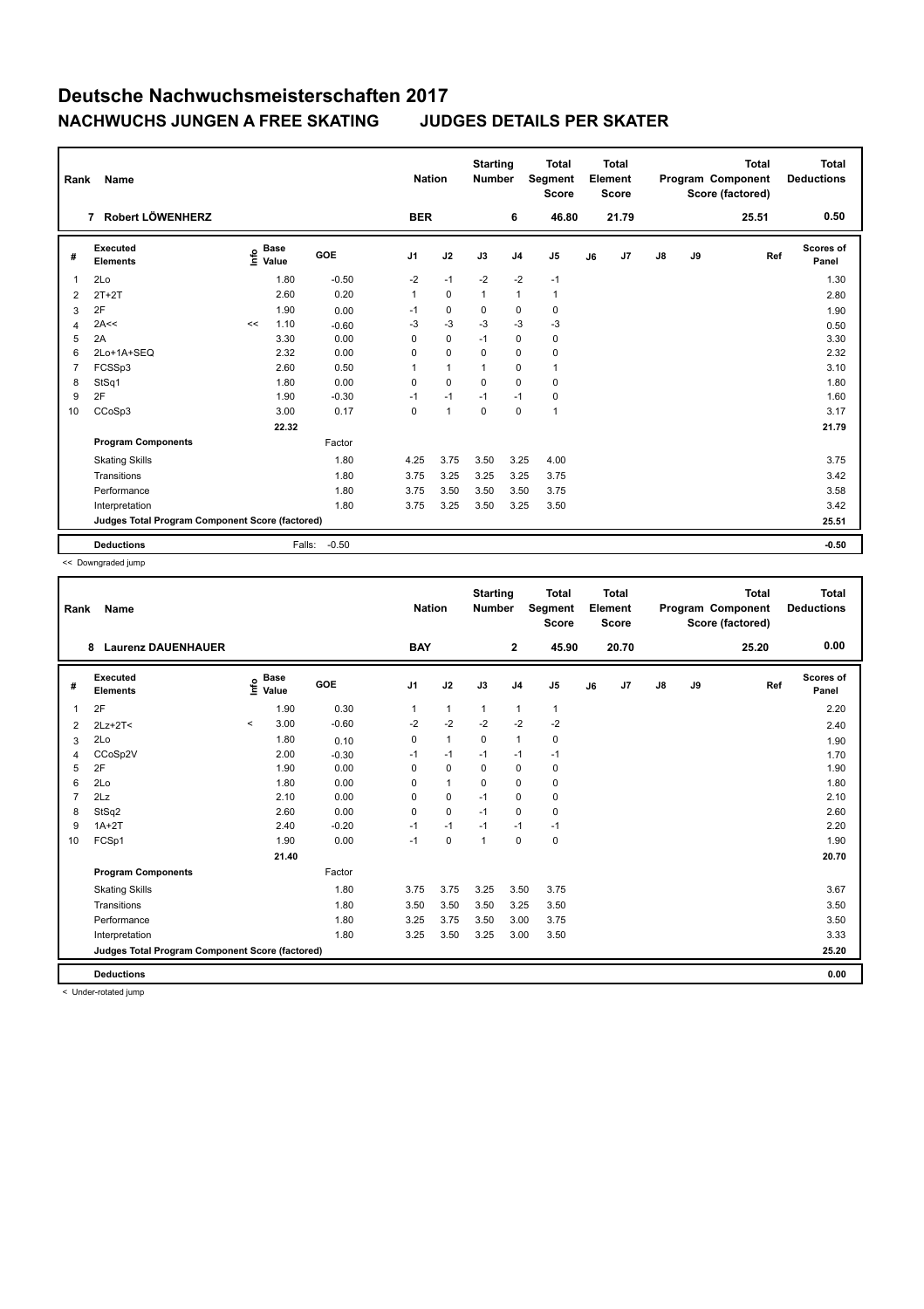# Deutsche Nachwuchsmeisterschaften 2017

## NACHWUCHS JUNGEN A FREE SKATING   JUDGES DETAILS PER SKATER

| Rank | Name | Nation | Starting Number | Total Segment Score | Total Element Score | Total Program Component Score (factored) | Total Deductions |
|---|---|---|---|---|---|---|---|
| 7 | Robert LÖWENHERZ | BER | 6 | 46.80 | 21.79 | 25.51 | 0.50 |

| # | Executed Elements | Info | Base Value | GOE | J1 | J2 | J3 | J4 | J5 | J6 | J7 | J8 | J9 | Ref | Scores of Panel |
|---|---|---|---|---|---|---|---|---|---|---|---|---|---|---|---|
| 1 | 2Lo | | 1.80 | -0.50 | -2 | -1 | -2 | -2 | -1 | | | | | | 1.30 |
| 2 | 2T+2T | | 2.60 | 0.20 | 1 | 0 | 1 | 1 | 1 | | | | | | 2.80 |
| 3 | 2F | | 1.90 | 0.00 | -1 | 0 | 0 | 0 | 0 | | | | | | 1.90 |
| 4 | 2A<< | << | 1.10 | -0.60 | -3 | -3 | -3 | -3 | -3 | | | | | | 0.50 |
| 5 | 2A | | 3.30 | 0.00 | 0 | 0 | -1 | 0 | 0 | | | | | | 3.30 |
| 6 | 2Lo+1A+SEQ | | 2.32 | 0.00 | 0 | 0 | 0 | 0 | 0 | | | | | | 2.32 |
| 7 | FCSSp3 | | 2.60 | 0.50 | 1 | 1 | 1 | 0 | 1 | | | | | | 3.10 |
| 8 | StSq1 | | 1.80 | 0.00 | 0 | 0 | 0 | 0 | 0 | | | | | | 1.80 |
| 9 | 2F | | 1.90 | -0.30 | -1 | -1 | -1 | -1 | 0 | | | | | | 1.60 |
| 10 | CCoSp3 | | 3.00 | 0.17 | 0 | 1 | 0 | 0 | 1 | | | | | | 3.17 |
| | | | 22.32 | | | | | | | | | | | | 21.79 |
| | **Program Components** | | | Factor | | | | | | | | | | | |
| | Skating Skills | | | 1.80 | 4.25 | 3.75 | 3.50 | 3.25 | 4.00 | | | | | | 3.75 |
| | Transitions | | | 1.80 | 3.75 | 3.25 | 3.25 | 3.25 | 3.75 | | | | | | 3.42 |
| | Performance | | | 1.80 | 3.75 | 3.50 | 3.50 | 3.50 | 3.75 | | | | | | 3.58 |
| | Interpretation | | | 1.80 | 3.75 | 3.25 | 3.50 | 3.25 | 3.50 | | | | | | 3.42 |
| | **Judges Total Program Component Score (factored)** | | | | | | | | | | | | | | 25.51 |
| | **Deductions** | | Falls: | -0.50 | | | | | | | | | | | -0.50 |

<< Downgraded jump

| Rank | Name | Nation | Starting Number | Total Segment Score | Total Element Score | Total Program Component Score (factored) | Total Deductions |
|---|---|---|---|---|---|---|---|
| 8 | Laurenz DAUENHAUER | BAY | 2 | 45.90 | 20.70 | 25.20 | 0.00 |

| # | Executed Elements | Info | Base Value | GOE | J1 | J2 | J3 | J4 | J5 | J6 | J7 | J8 | J9 | Ref | Scores of Panel |
|---|---|---|---|---|---|---|---|---|---|---|---|---|---|---|---|
| 1 | 2F | | 1.90 | 0.30 | 1 | 1 | 1 | 1 | 1 | | | | | | 2.20 |
| 2 | 2Lz+2T< | < | 3.00 | -0.60 | -2 | -2 | -2 | -2 | -2 | | | | | | 2.40 |
| 3 | 2Lo | | 1.80 | 0.10 | 0 | 1 | 0 | 1 | 0 | | | | | | 1.90 |
| 4 | CCoSp2V | | 2.00 | -0.30 | -1 | -1 | -1 | -1 | -1 | | | | | | 1.70 |
| 5 | 2F | | 1.90 | 0.00 | 0 | 0 | 0 | 0 | 0 | | | | | | 1.90 |
| 6 | 2Lo | | 1.80 | 0.00 | 0 | 1 | 0 | 0 | 0 | | | | | | 1.80 |
| 7 | 2Lz | | 2.10 | 0.00 | 0 | 0 | -1 | 0 | 0 | | | | | | 2.10 |
| 8 | StSq2 | | 2.60 | 0.00 | 0 | 0 | -1 | 0 | 0 | | | | | | 2.60 |
| 9 | 1A+2T | | 2.40 | -0.20 | -1 | -1 | -1 | -1 | -1 | | | | | | 2.20 |
| 10 | FCSp1 | | 1.90 | 0.00 | -1 | 0 | 1 | 0 | 0 | | | | | | 1.90 |
| | | | 21.40 | | | | | | | | | | | | 20.70 |
| | **Program Components** | | | Factor | | | | | | | | | | | |
| | Skating Skills | | | 1.80 | 3.75 | 3.75 | 3.25 | 3.50 | 3.75 | | | | | | 3.67 |
| | Transitions | | | 1.80 | 3.50 | 3.50 | 3.50 | 3.25 | 3.50 | | | | | | 3.50 |
| | Performance | | | 1.80 | 3.25 | 3.75 | 3.50 | 3.00 | 3.75 | | | | | | 3.50 |
| | Interpretation | | | 1.80 | 3.25 | 3.50 | 3.25 | 3.00 | 3.50 | | | | | | 3.33 |
| | **Judges Total Program Component Score (factored)** | | | | | | | | | | | | | | 25.20 |
| | **Deductions** | | | | | | | | | | | | | | 0.00 |

< Under-rotated jump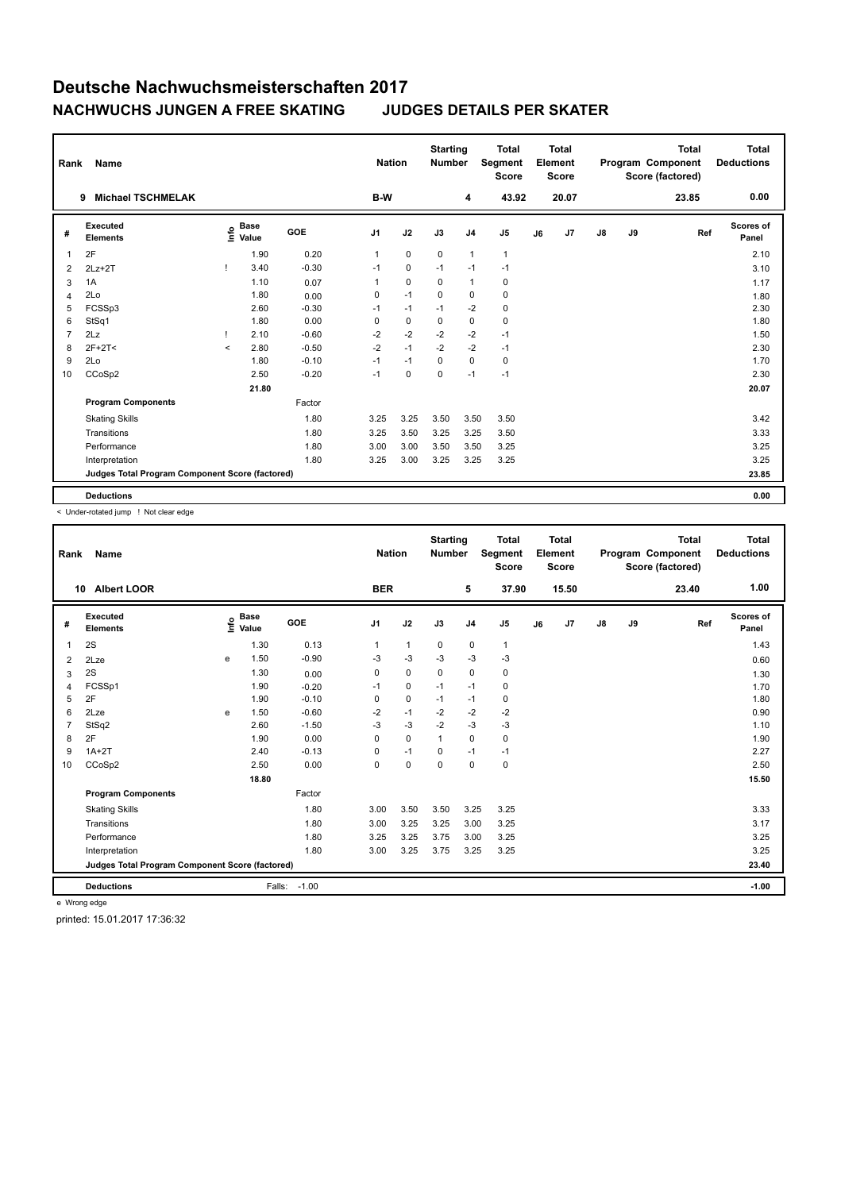# Deutsche Nachwuchsmeisterschaften 2017

## NACHWUCHS JUNGEN A FREE SKATING JUDGES DETAILS PER SKATER

| Rank | Name | Nation | Starting Number | Total Segment Score | Total Element Score | Total Program Component Score (factored) | Total Deductions |
|---|---|---|---|---|---|---|---|
| 9 | Michael TSCHMELAK | B-W | 4 | 43.92 | 20.07 | 23.85 | 0.00 |

| # | Executed Elements | Info | Base Value | GOE | J1 | J2 | J3 | J4 | J5 | J6 | J7 | J8 | J9 | Ref | Scores of Panel |
|---|---|---|---|---|---|---|---|---|---|---|---|---|---|---|---|
| 1 | 2F | | 1.90 | 0.20 | 1 | 0 | 0 | 1 | 1 | | | | | | 2.10 |
| 2 | 2Lz+2T | ! | 3.40 | -0.30 | -1 | 0 | -1 | -1 | -1 | | | | | | 3.10 |
| 3 | 1A | | 1.10 | 0.07 | 1 | 0 | 0 | 1 | 0 | | | | | | 1.17 |
| 4 | 2Lo | | 1.80 | 0.00 | 0 | -1 | 0 | 0 | 0 | | | | | | 1.80 |
| 5 | FCSSp3 | | 2.60 | -0.30 | -1 | -1 | -1 | -2 | 0 | | | | | | 2.30 |
| 6 | StSq1 | | 1.80 | 0.00 | 0 | 0 | 0 | 0 | 0 | | | | | | 1.80 |
| 7 | 2Lz | ! | 2.10 | -0.60 | -2 | -2 | -2 | -2 | -1 | | | | | | 1.50 |
| 8 | 2F+2T< | < | 2.80 | -0.50 | -2 | -1 | -2 | -2 | -1 | | | | | | 2.30 |
| 9 | 2Lo | | 1.80 | -0.10 | -1 | -1 | 0 | 0 | 0 | | | | | | 1.70 |
| 10 | CCoSp2 | | 2.50 | -0.20 | -1 | 0 | 0 | -1 | -1 | | | | | | 2.30 |
| | | | 21.80 | | | | | | | | | | | | 20.07 |
| | Program Components | | | Factor | | | | | | | | | | | |
| | Skating Skills | | | 1.80 | 3.25 | 3.25 | 3.50 | 3.50 | 3.50 | | | | | | 3.42 |
| | Transitions | | | 1.80 | 3.25 | 3.50 | 3.25 | 3.25 | 3.50 | | | | | | 3.33 |
| | Performance | | | 1.80 | 3.00 | 3.00 | 3.50 | 3.50 | 3.25 | | | | | | 3.25 |
| | Interpretation | | | 1.80 | 3.25 | 3.00 | 3.25 | 3.25 | 3.25 | | | | | | 3.25 |
| | Judges Total Program Component Score (factored) | | | | | | | | | | | | | | 23.85 |
| | Deductions | | | | | | | | | | | | | | 0.00 |

< Under-rotated jump ! Not clear edge

| Rank | Name | Nation | Starting Number | Total Segment Score | Total Element Score | Total Program Component Score (factored) | Total Deductions |
|---|---|---|---|---|---|---|---|
| 10 | Albert LOOR | BER | 5 | 37.90 | 15.50 | 23.40 | 1.00 |

| # | Executed Elements | Info | Base Value | GOE | J1 | J2 | J3 | J4 | J5 | J6 | J7 | J8 | J9 | Ref | Scores of Panel |
|---|---|---|---|---|---|---|---|---|---|---|---|---|---|---|---|
| 1 | 2S | | 1.30 | 0.13 | 1 | 1 | 0 | 0 | 1 | | | | | | 1.43 |
| 2 | 2Lze | e | 1.50 | -0.90 | -3 | -3 | -3 | -3 | -3 | | | | | | 0.60 |
| 3 | 2S | | 1.30 | 0.00 | 0 | 0 | 0 | 0 | 0 | | | | | | 1.30 |
| 4 | FCSSp1 | | 1.90 | -0.20 | -1 | 0 | -1 | -1 | 0 | | | | | | 1.70 |
| 5 | 2F | | 1.90 | -0.10 | 0 | 0 | -1 | -1 | 0 | | | | | | 1.80 |
| 6 | 2Lze | e | 1.50 | -0.60 | -2 | -1 | -2 | -2 | -2 | | | | | | 0.90 |
| 7 | StSq2 | | 2.60 | -1.50 | -3 | -3 | -2 | -3 | -3 | | | | | | 1.10 |
| 8 | 2F | | 1.90 | 0.00 | 0 | 0 | 1 | 0 | 0 | | | | | | 1.90 |
| 9 | 1A+2T | | 2.40 | -0.13 | 0 | -1 | 0 | -1 | -1 | | | | | | 2.27 |
| 10 | CCoSp2 | | 2.50 | 0.00 | 0 | 0 | 0 | 0 | 0 | | | | | | 2.50 |
| | | | 18.80 | | | | | | | | | | | | 15.50 |
| | Program Components | | | Factor | | | | | | | | | | | |
| | Skating Skills | | | 1.80 | 3.00 | 3.50 | 3.50 | 3.25 | 3.25 | | | | | | 3.33 |
| | Transitions | | | 1.80 | 3.00 | 3.25 | 3.25 | 3.00 | 3.25 | | | | | | 3.17 |
| | Performance | | | 1.80 | 3.25 | 3.25 | 3.75 | 3.00 | 3.25 | | | | | | 3.25 |
| | Interpretation | | | 1.80 | 3.00 | 3.25 | 3.75 | 3.25 | 3.25 | | | | | | 3.25 |
| | Judges Total Program Component Score (factored) | | | | | | | | | | | | | | 23.40 |
| | Deductions | | Falls: | -1.00 | | | | | | | | | | | -1.00 |

e Wrong edge

printed: 15.01.2017 17:36:32